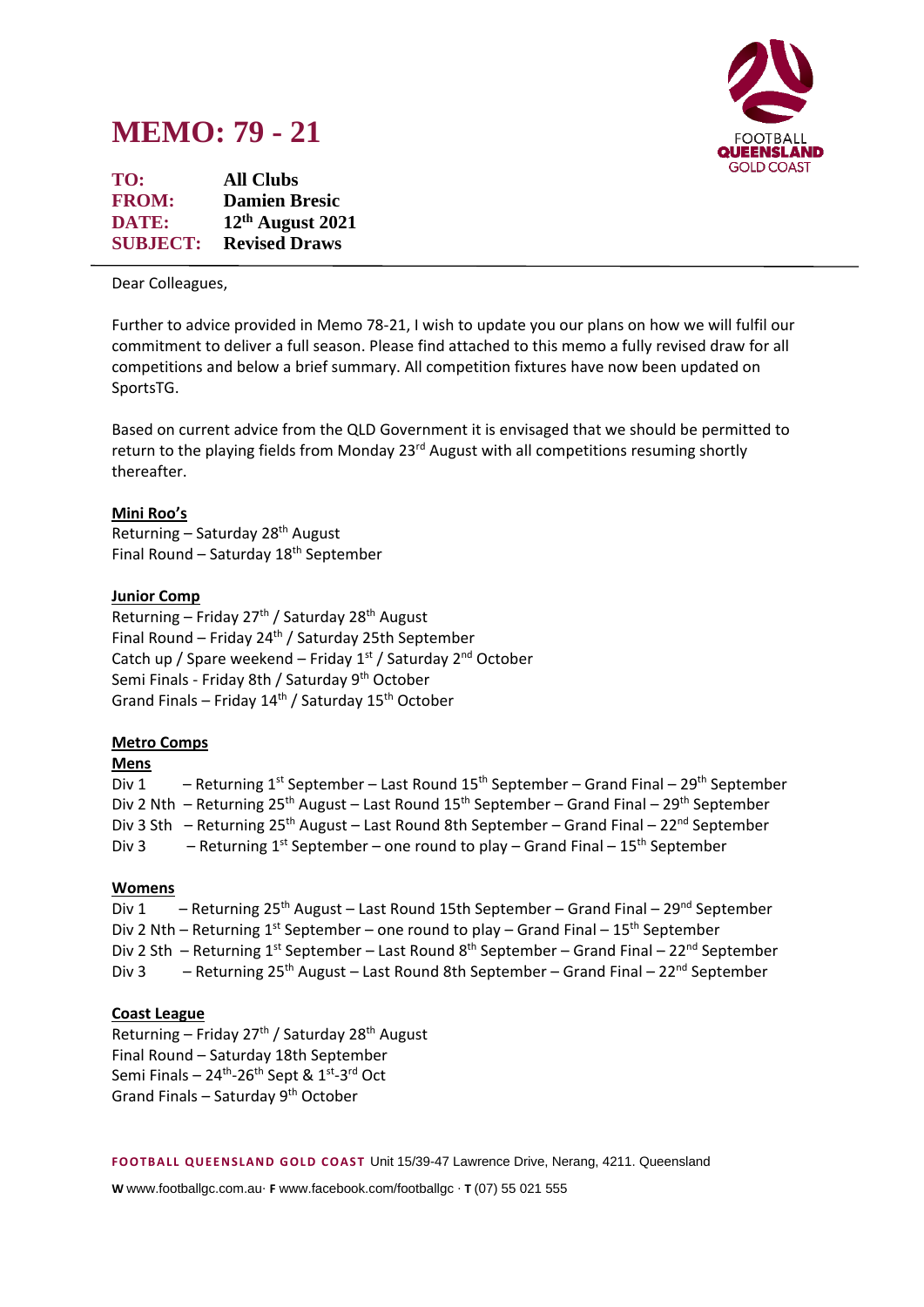# MEMO: 79 - 21

**TO:** All Clubs
**FROM:** Damien Bresic
**DATE:** 12th August 2021
**SUBJECT:** Revised Draws

Dear Colleagues,

Further to advice provided in Memo 78-21, I wish to update you our plans on how we will fulfil our commitment to deliver a full season. Please find attached to this memo a fully revised draw for all competitions and below a brief summary. All competition fixtures have now been updated on SportsTG.

Based on current advice from the QLD Government it is envisaged that we should be permitted to return to the playing fields from Monday 23rd August with all competitions resuming shortly thereafter.

**Mini Roo's**

Returning – Saturday 28th August
Final Round – Saturday 18th September

**Junior Comp**

Returning – Friday 27th / Saturday 28th August
Final Round – Friday 24th / Saturday 25th September
Catch up / Spare weekend – Friday 1st / Saturday 2nd October
Semi Finals - Friday 8th / Saturday 9th October
Grand Finals – Friday 14th / Saturday 15th October

**Metro Comps**

**Mens**

Div 1 – Returning 1st September – Last Round 15th September – Grand Final – 29th September
Div 2 Nth – Returning 25th August – Last Round 15th September – Grand Final – 29th September
Div 3 Sth – Returning 25th August – Last Round 8th September – Grand Final – 22nd September
Div 3 – Returning 1st September – one round to play – Grand Final – 15th September

**Womens**

Div 1 – Returning 25th August – Last Round 15th September – Grand Final – 29nd September
Div 2 Nth – Returning 1st September – one round to play – Grand Final – 15th September
Div 2 Sth – Returning 1st September – Last Round 8th September – Grand Final – 22nd September
Div 3 – Returning 25th August – Last Round 8th September – Grand Final – 22nd September

**Coast League**

Returning – Friday 27th / Saturday 28th August
Final Round – Saturday 18th September
Semi Finals – 24th-26th Sept & 1st-3rd Oct
Grand Finals – Saturday 9th October

**FOOTBALL QUEENSLAND GOLD COAST** Unit 15/39-47 Lawrence Drive, Nerang, 4211. Queensland

**W** www.footballgc.com.au· **F** www.facebook.com/footballgc · **T** (07) 55 021 555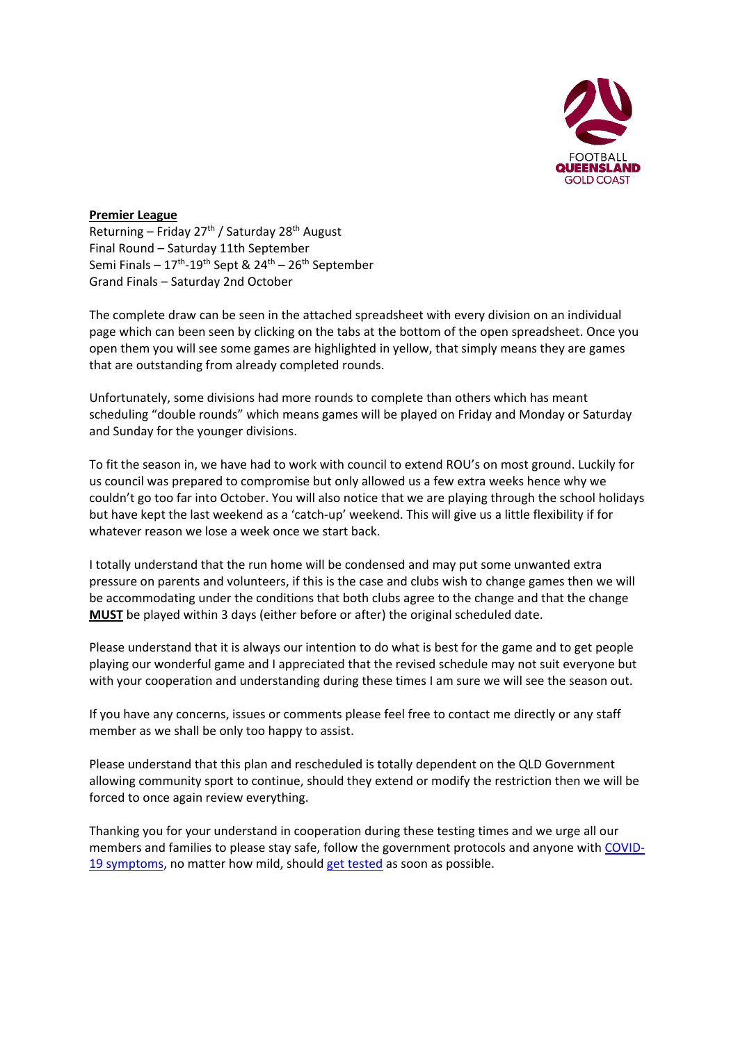**Premier League**
Returning – Friday 27th / Saturday 28th August
Final Round – Saturday 11th September
Semi Finals – 17th-19th Sept & 24th – 26th September
Grand Finals – Saturday 2nd October

The complete draw can be seen in the attached spreadsheet with every division on an individual page which can been seen by clicking on the tabs at the bottom of the open spreadsheet. Once you open them you will see some games are highlighted in yellow, that simply means they are games that are outstanding from already completed rounds.

Unfortunately, some divisions had more rounds to complete than others which has meant scheduling "double rounds" which means games will be played on Friday and Monday or Saturday and Sunday for the younger divisions.

To fit the season in, we have had to work with council to extend ROU's on most ground. Luckily for us council was prepared to compromise but only allowed us a few extra weeks hence why we couldn't go too far into October. You will also notice that we are playing through the school holidays but have kept the last weekend as a 'catch-up' weekend. This will give us a little flexibility if for whatever reason we lose a week once we start back.

I totally understand that the run home will be condensed and may put some unwanted extra pressure on parents and volunteers, if this is the case and clubs wish to change games then we will be accommodating under the conditions that both clubs agree to the change and that the change **MUST** be played within 3 days (either before or after) the original scheduled date.

Please understand that it is always our intention to do what is best for the game and to get people playing our wonderful game and I appreciated that the revised schedule may not suit everyone but with your cooperation and understanding during these times I am sure we will see the season out.

If you have any concerns, issues or comments please feel free to contact me directly or any staff member as we shall be only too happy to assist.

Please understand that this plan and rescheduled is totally dependent on the QLD Government allowing community sport to continue, should they extend or modify the restriction then we will be forced to once again review everything.

Thanking you for your understand in cooperation during these testing times and we urge all our members and families to please stay safe, follow the government protocols and anyone with COVID-19 symptoms, no matter how mild, should get tested as soon as possible.